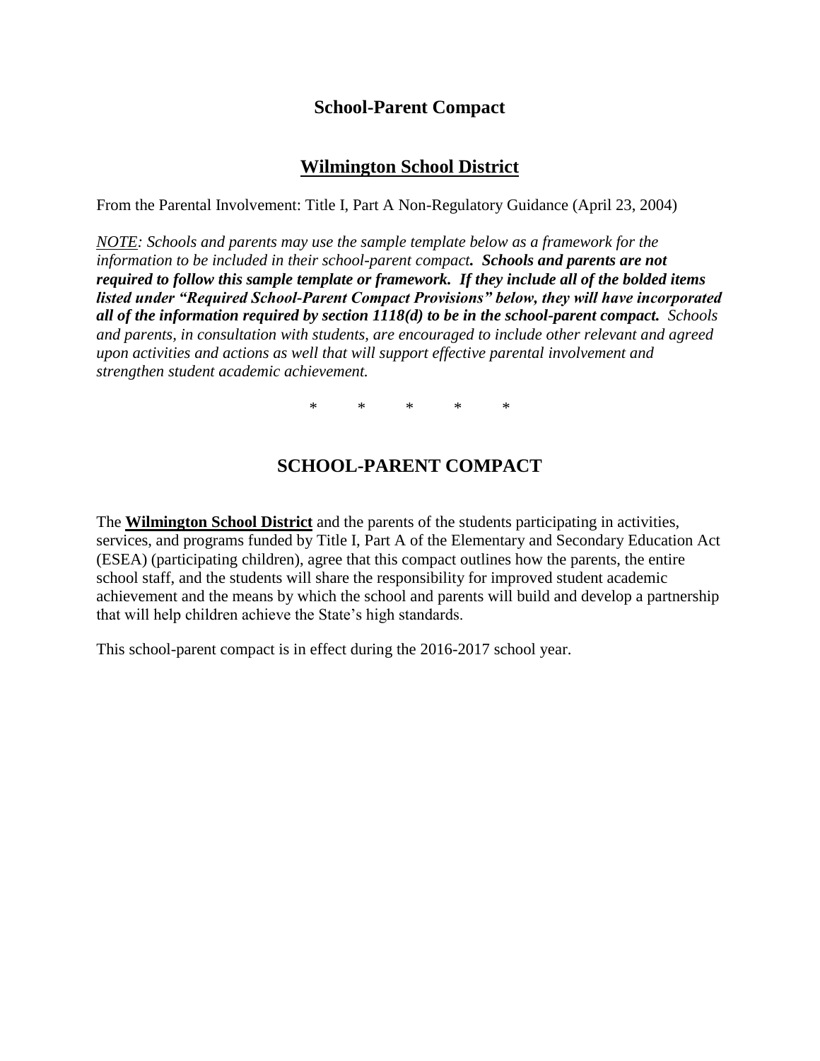## School-Parent Compact

## <u>Wilmington School District</u>

From the Parental Involvement: Title I, Part A Non-Regulatory Guidance (April 23, 2004)

*<u>NOTE</u>: Schools and parents may use the sample template below as a framework for the information to be included in their school-parent compact.* ***Schools and parents are not required to follow this sample template or framework. If they include all of the bolded items listed under "Required School-Parent Compact Provisions" below, they will have incorporated all of the information required by section 1118(d) to be in the school-parent compact.*** *Schools and parents, in consultation with students, are encouraged to include other relevant and agreed upon activities and actions as well that will support effective parental involvement and strengthen student academic achievement.*

\* \* \* \* \*

# SCHOOL-PARENT COMPACT

The **<u>Wilmington School District</u>** and the parents of the students participating in activities, services, and programs funded by Title I, Part A of the Elementary and Secondary Education Act (ESEA) (participating children), agree that this compact outlines how the parents, the entire school staff, and the students will share the responsibility for improved student academic achievement and the means by which the school and parents will build and develop a partnership that will help children achieve the State's high standards.

This school-parent compact is in effect during the 2016-2017 school year.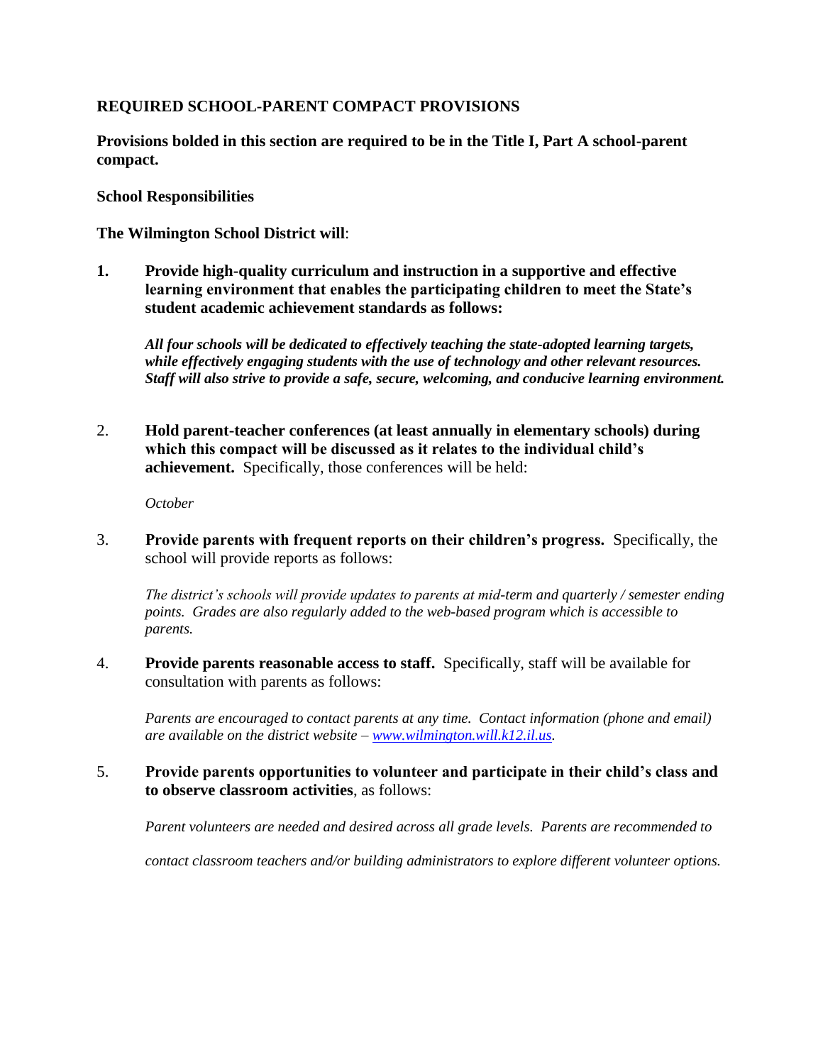**REQUIRED SCHOOL-PARENT COMPACT PROVISIONS**

**Provisions bolded in this section are required to be in the Title I, Part A school-parent compact.**

**School Responsibilities**

**The Wilmington School District will**:

1. **Provide high-quality curriculum and instruction in a supportive and effective learning environment that enables the participating children to meet the State's student academic achievement standards as follows:**

   ***All four schools will be dedicated to effectively teaching the state-adopted learning targets, while effectively engaging students with the use of technology and other relevant resources. Staff will also strive to provide a safe, secure, welcoming, and conducive learning environment.***

2. **Hold parent-teacher conferences (at least annually in elementary schools) during which this compact will be discussed as it relates to the individual child's achievement.** Specifically, those conferences will be held:

   *October*

3. **Provide parents with frequent reports on their children's progress.** Specifically, the school will provide reports as follows:

   *The district's schools will provide updates to parents at mid-term and quarterly / semester ending points. Grades are also regularly added to the web-based program which is accessible to parents.*

4. **Provide parents reasonable access to staff.** Specifically, staff will be available for consultation with parents as follows:

   *Parents are encouraged to contact parents at any time. Contact information (phone and email) are available on the district website – [www.wilmington.will.k12.il.us](www.wilmington.will.k12.il.us).*

5. **Provide parents opportunities to volunteer and participate in their child's class and to observe classroom activities**, as follows:

   *Parent volunteers are needed and desired across all grade levels. Parents are recommended to contact classroom teachers and/or building administrators to explore different volunteer options.*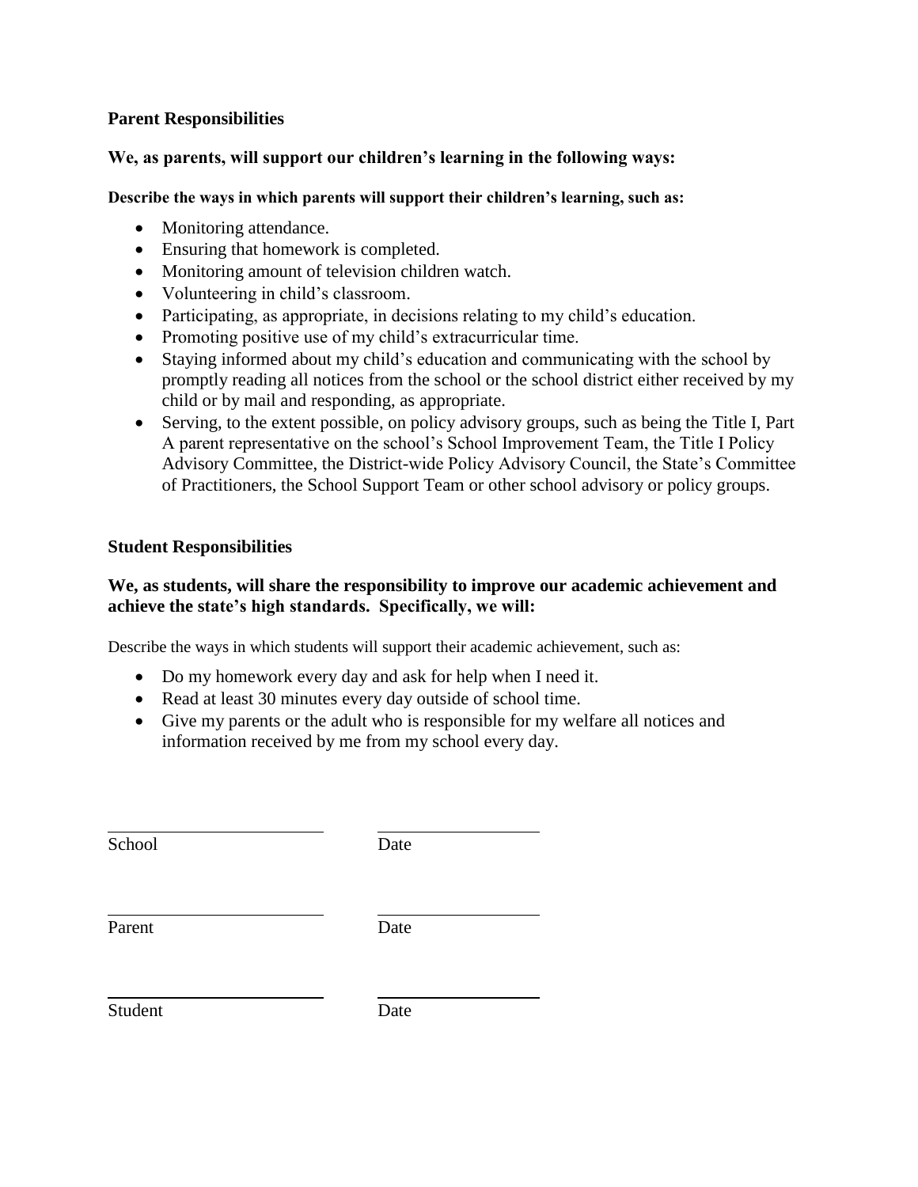**Parent Responsibilities**

**We, as parents, will support our children's learning in the following ways:**

**Describe the ways in which parents will support their children's learning, such as:**

- Monitoring attendance.
- Ensuring that homework is completed.
- Monitoring amount of television children watch.
- Volunteering in child's classroom.
- Participating, as appropriate, in decisions relating to my child's education.
- Promoting positive use of my child's extracurricular time.
- Staying informed about my child's education and communicating with the school by promptly reading all notices from the school or the school district either received by my child or by mail and responding, as appropriate.
- Serving, to the extent possible, on policy advisory groups, such as being the Title I, Part A parent representative on the school's School Improvement Team, the Title I Policy Advisory Committee, the District-wide Policy Advisory Council, the State's Committee of Practitioners, the School Support Team or other school advisory or policy groups.

**Student Responsibilities**

**We, as students, will share the responsibility to improve our academic achievement and achieve the state's high standards. Specifically, we will:**

Describe the ways in which students will support their academic achievement, such as:

- Do my homework every day and ask for help when I need it.
- Read at least 30 minutes every day outside of school time.
- Give my parents or the adult who is responsible for my welfare all notices and information received by me from my school every day.

______________________ ______________________
School Date

______________________ ______________________
Parent Date

______________________ ______________________
Student Date